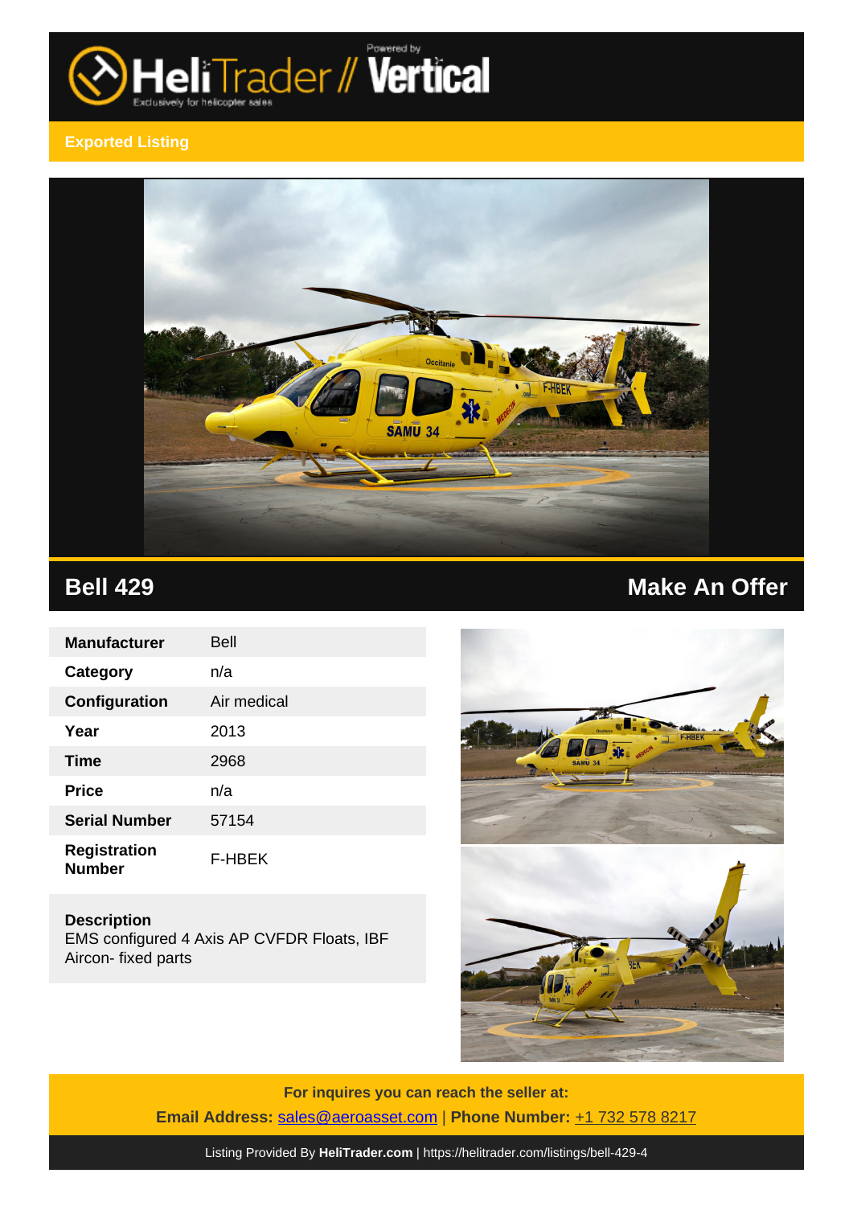Exported Listing

# Bell 429

## Make An Offer

| Manufacturer | Bell |
|---|---|
| Category | n/a |
| Configuration | Air medical |
| Year | 2013 |
| Time | 2968 |
| Price | n/a |
| Serial Number | 57154 |
| Registration Number | F-HBEK |

**Description**
EMS configured 4 Axis AP CVFDR Floats, IBF Aircon- fixed parts

**For inquires you can reach the seller at:**

**Email Address:** sales@aeroasset.com | **Phone Number:** +1 732 578 8217

Listing Provided By **HeliTrader.com** | https://helitrader.com/listings/bell-429-4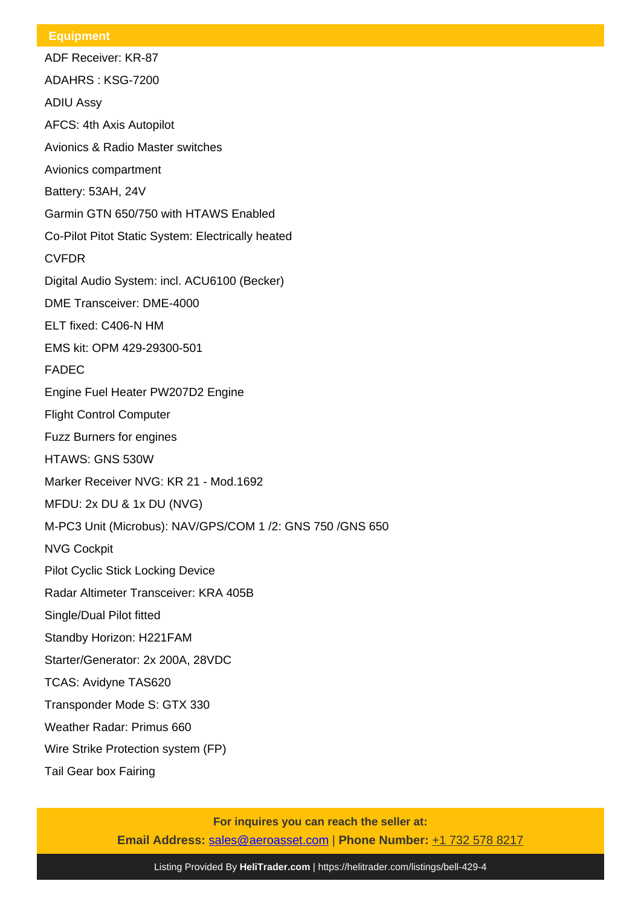## Equipment

ADF Receiver: KR-87

ADAHRS : KSG-7200

ADIU Assy

AFCS: 4th Axis Autopilot

Avionics & Radio Master switches

Avionics compartment

Battery: 53AH, 24V

Garmin GTN 650/750 with HTAWS Enabled

Co-Pilot Pitot Static System: Electrically heated

CVFDR

Digital Audio System: incl. ACU6100 (Becker)

DME Transceiver: DME-4000

ELT fixed: C406-N HM

EMS kit: OPM 429-29300-501

FADEC

Engine Fuel Heater PW207D2 Engine

Flight Control Computer

Fuzz Burners for engines

HTAWS: GNS 530W

Marker Receiver NVG: KR 21 - Mod.1692

MFDU: 2x DU & 1x DU (NVG)

M-PC3 Unit (Microbus): NAV/GPS/COM 1 /2: GNS 750 /GNS 650

NVG Cockpit

Pilot Cyclic Stick Locking Device

Radar Altimeter Transceiver: KRA 405B

Single/Dual Pilot fitted

Standby Horizon: H221FAM

Starter/Generator: 2x 200A, 28VDC

TCAS: Avidyne TAS620

Transponder Mode S: GTX 330

Weather Radar: Primus 660

Wire Strike Protection system (FP)

Tail Gear box Fairing

**For inquires you can reach the seller at:**

**Email Address:** sales@aeroasset.com | **Phone Number:** +1 732 578 8217

Listing Provided By **HeliTrader.com** | https://helitrader.com/listings/bell-429-4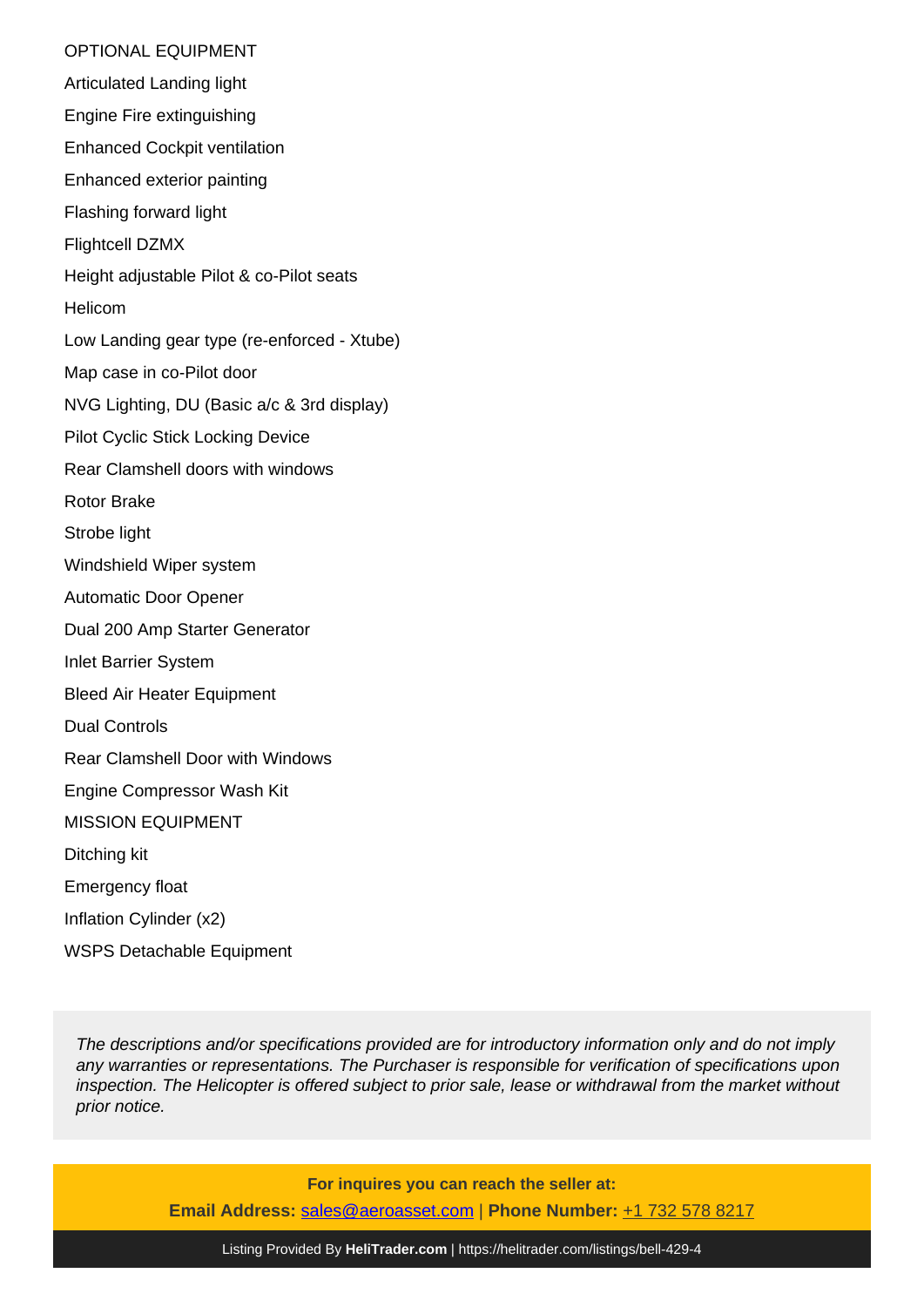## OPTIONAL EQUIPMENT

Articulated Landing light

Engine Fire extinguishing

Enhanced Cockpit ventilation

Enhanced exterior painting

Flashing forward light

Flightcell DZMX

Height adjustable Pilot & co-Pilot seats

Helicom

Low Landing gear type (re-enforced - Xtube)

Map case in co-Pilot door

NVG Lighting, DU (Basic a/c & 3rd display)

Pilot Cyclic Stick Locking Device

Rear Clamshell doors with windows

Rotor Brake

Strobe light

Windshield Wiper system

Automatic Door Opener

Dual 200 Amp Starter Generator

Inlet Barrier System

Bleed Air Heater Equipment

Dual Controls

Rear Clamshell Door with Windows

Engine Compressor Wash Kit

## MISSION EQUIPMENT

Ditching kit

Emergency float

Inflation Cylinder (x2)

WSPS Detachable Equipment

*The descriptions and/or specifications provided are for introductory information only and do not imply any warranties or representations. The Purchaser is responsible for verification of specifications upon inspection. The Helicopter is offered subject to prior sale, lease or withdrawal from the market without prior notice.*

**For inquires you can reach the seller at:**

**Email Address:** sales@aeroasset.com | **Phone Number:** +1 732 578 8217

Listing Provided By **HeliTrader.com** | https://helitrader.com/listings/bell-429-4